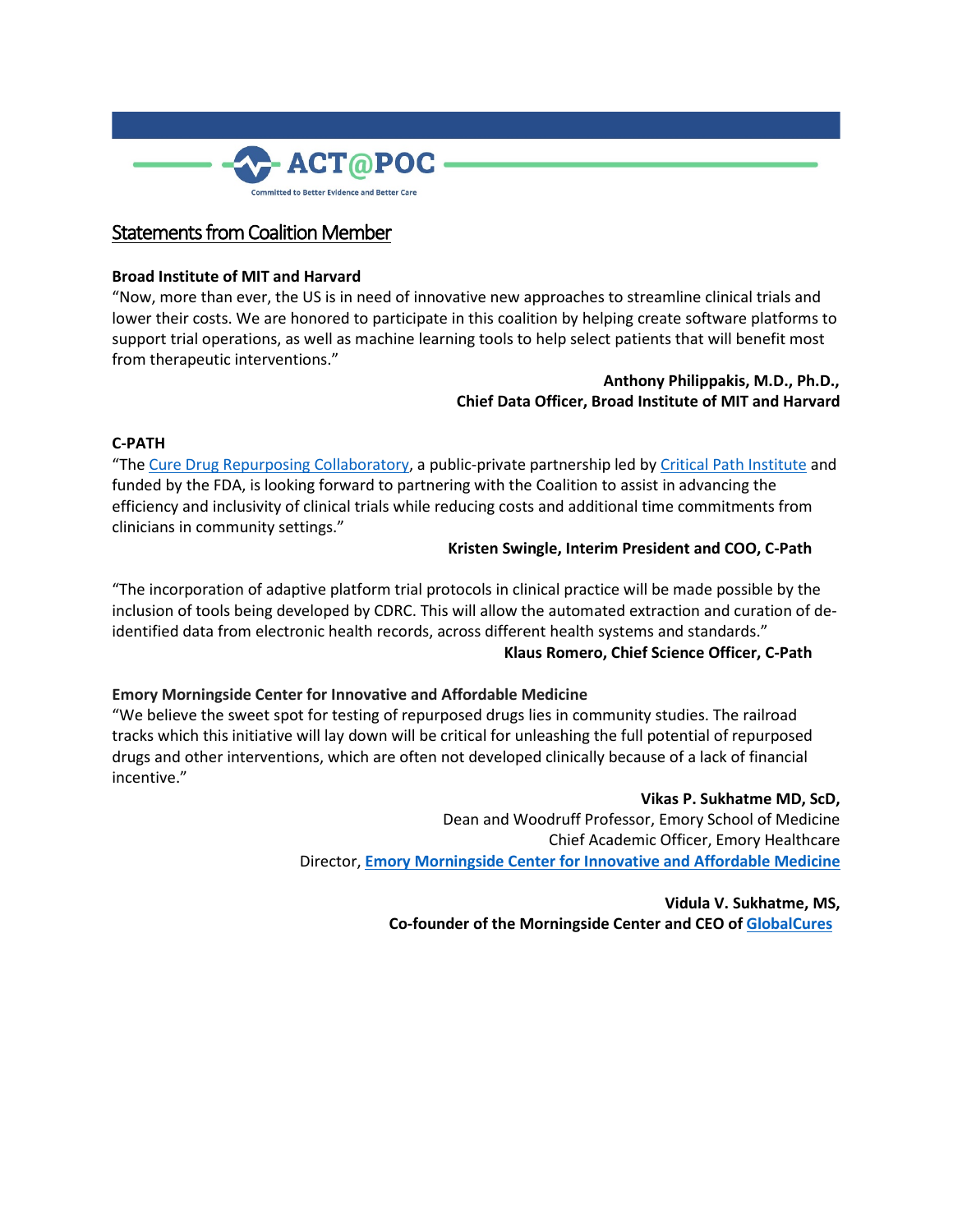ACT@POC

Committed to Better Evidence and Better Care

## Statements from Coalition Member

**Broad Institute of MIT and Harvard**

"Now, more than ever, the US is in need of innovative new approaches to streamline clinical trials and lower their costs. We are honored to participate in this coalition by helping create software platforms to support trial operations, as well as machine learning tools to help select patients that will benefit most from therapeutic interventions."

**Anthony Philippakis, M.D., Ph.D.,**
**Chief Data Officer, Broad Institute of MIT and Harvard**

**C-PATH**

"The Cure Drug Repurposing Collaboratory, a public-private partnership led by Critical Path Institute and funded by the FDA, is looking forward to partnering with the Coalition to assist in advancing the efficiency and inclusivity of clinical trials while reducing costs and additional time commitments from clinicians in community settings."

**Kristen Swingle, Interim President and COO, C-Path**

"The incorporation of adaptive platform trial protocols in clinical practice will be made possible by the inclusion of tools being developed by CDRC. This will allow the automated extraction and curation of de-identified data from electronic health records, across different health systems and standards."

**Klaus Romero, Chief Science Officer, C-Path**

**Emory Morningside Center for Innovative and Affordable Medicine**

"We believe the sweet spot for testing of repurposed drugs lies in community studies. The railroad tracks which this initiative will lay down will be critical for unleashing the full potential of repurposed drugs and other interventions, which are often not developed clinically because of a lack of financial incentive."

**Vikas P. Sukhatme MD, ScD,**
Dean and Woodruff Professor, Emory School of Medicine
Chief Academic Officer, Emory Healthcare
Director, **Emory Morningside Center for Innovative and Affordable Medicine**

**Vidula V. Sukhatme, MS,**
**Co-founder of the Morningside Center and CEO of GlobalCures**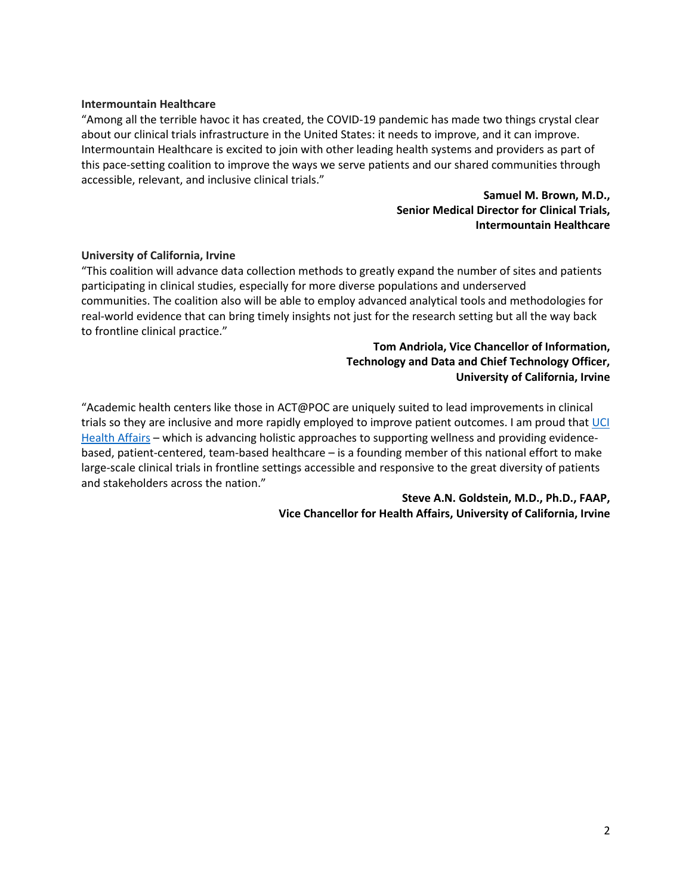**Intermountain Healthcare**

"Among all the terrible havoc it has created, the COVID-19 pandemic has made two things crystal clear about our clinical trials infrastructure in the United States: it needs to improve, and it can improve. Intermountain Healthcare is excited to join with other leading health systems and providers as part of this pace-setting coalition to improve the ways we serve patients and our shared communities through accessible, relevant, and inclusive clinical trials."

**Samuel M. Brown, M.D.,**
**Senior Medical Director for Clinical Trials,**
**Intermountain Healthcare**

**University of California, Irvine**

"This coalition will advance data collection methods to greatly expand the number of sites and patients participating in clinical studies, especially for more diverse populations and underserved communities. The coalition also will be able to employ advanced analytical tools and methodologies for real-world evidence that can bring timely insights not just for the research setting but all the way back to frontline clinical practice."

**Tom Andriola, Vice Chancellor of Information,**
**Technology and Data and Chief Technology Officer,**
**University of California, Irvine**

"Academic health centers like those in ACT@POC are uniquely suited to lead improvements in clinical trials so they are inclusive and more rapidly employed to improve patient outcomes. I am proud that UCI Health Affairs – which is advancing holistic approaches to supporting wellness and providing evidence-based, patient-centered, team-based healthcare – is a founding member of this national effort to make large-scale clinical trials in frontline settings accessible and responsive to the great diversity of patients and stakeholders across the nation."

**Steve A.N. Goldstein, M.D., Ph.D., FAAP,**
**Vice Chancellor for Health Affairs, University of California, Irvine**